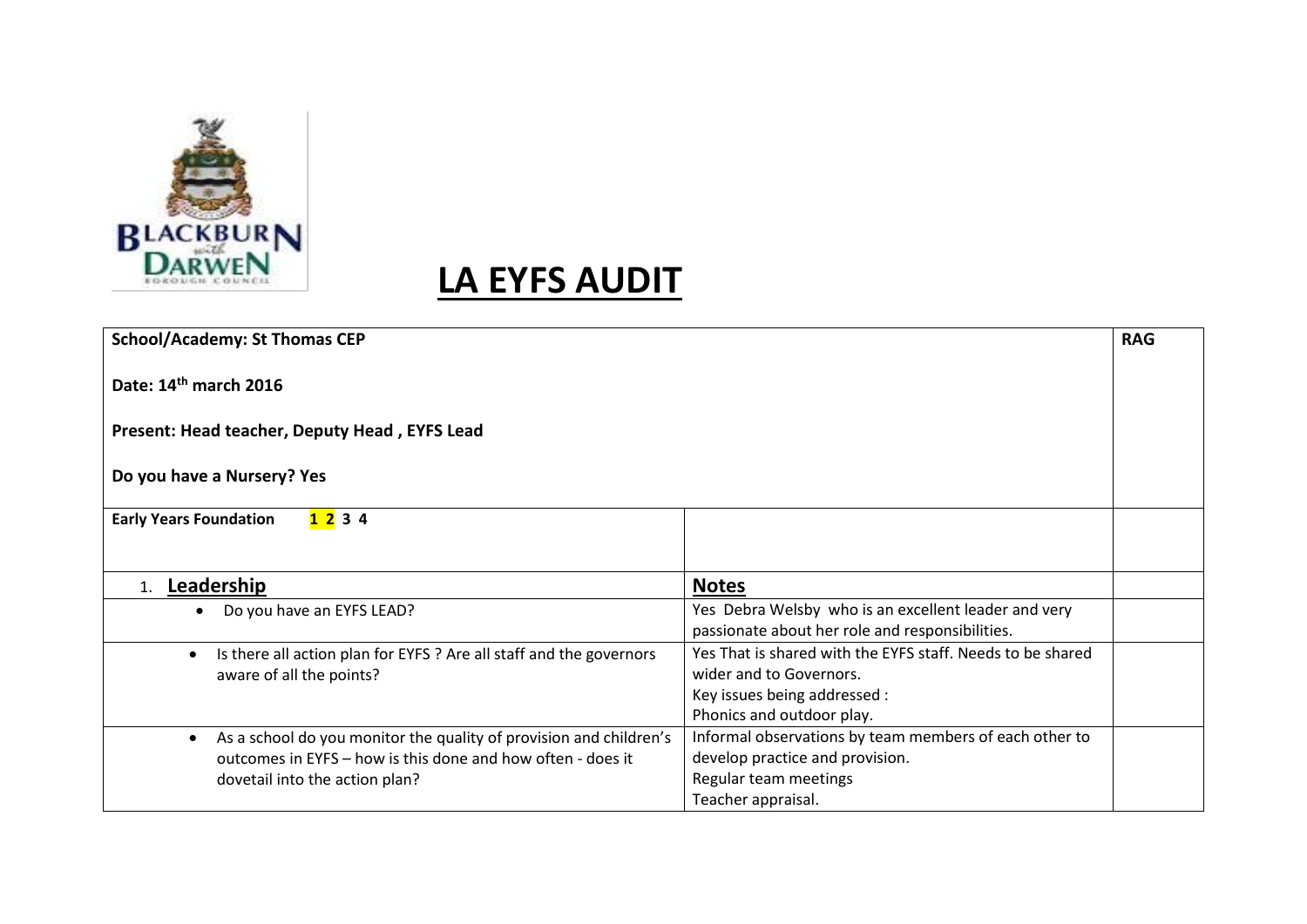# LA EYFS AUDIT

| School/Academy: St Thomas CEP<br><br>Date: 14th march 2016<br><br>Present: Head teacher, Deputy Head , EYFS Lead<br><br>Do you have a Nursery? Yes | | RAG |
|---|---|---|
| **Early Years Foundation** **1 2** 3 4 | | |
| 1. **Leadership** | **Notes** | |
| • Do you have an EYFS LEAD? | Yes Debra Welsby who is an excellent leader and very passionate about her role and responsibilities. | |
| • Is there all action plan for EYFS ? Are all staff and the governors aware of all the points? | Yes That is shared with the EYFS staff. Needs to be shared wider and to Governors.<br>Key issues being addressed :<br>Phonics and outdoor play. | |
| • As a school do you monitor the quality of provision and children's outcomes in EYFS – how is this done and how often - does it dovetail into the action plan? | Informal observations by team members of each other to develop practice and provision.<br>Regular team meetings<br>Teacher appraisal. | |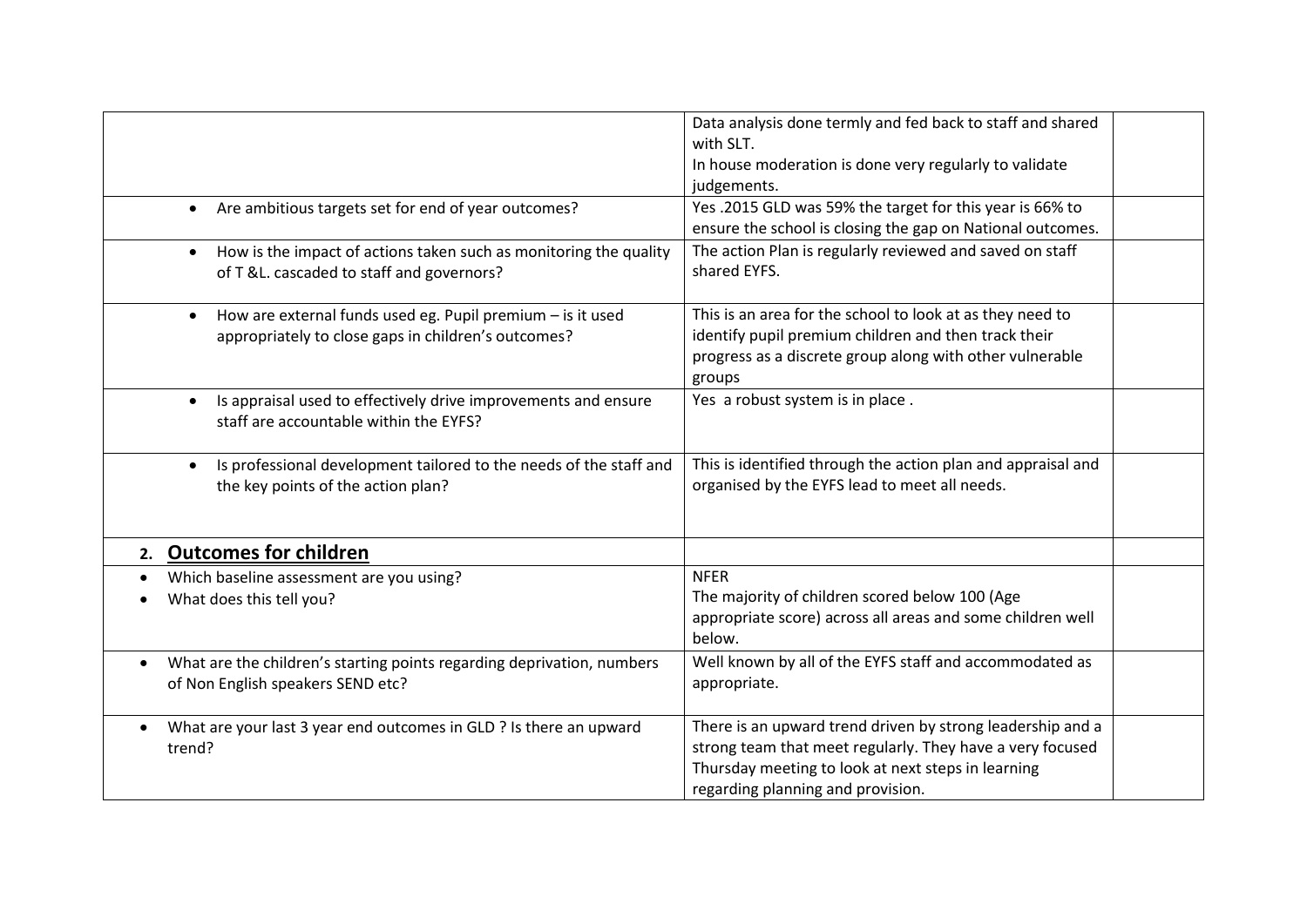| | | |
|---|---|---|
| | Data analysis done termly and fed back to staff and shared with SLT.<br>In house moderation is done very regularly to validate judgements. | |
| • Are ambitious targets set for end of year outcomes? | Yes .2015 GLD was 59% the target for this year is 66% to ensure the school is closing the gap on National outcomes. | |
| • How is the impact of actions taken such as monitoring the quality of T &L. cascaded to staff and governors? | The action Plan is regularly reviewed and saved on staff shared EYFS. | |
| • How are external funds used eg. Pupil premium – is it used appropriately to close gaps in children's outcomes? | This is an area for the school to look at as they need to identify pupil premium children and then track their progress as a discrete group along with other vulnerable groups | |
| • Is appraisal used to effectively drive improvements and ensure staff are accountable within the EYFS? | Yes a robust system is in place . | |
| • Is professional development tailored to the needs of the staff and the key points of the action plan? | This is identified through the action plan and appraisal and organised by the EYFS lead to meet all needs. | |
| **2. Outcomes for children** | | |
| • Which baseline assessment are you using?<br>• What does this tell you? | NFER<br>The majority of children scored below 100 (Age appropriate score) across all areas and some children well below. | |
| • What are the children's starting points regarding deprivation, numbers of Non English speakers SEND etc? | Well known by all of the EYFS staff and accommodated as appropriate. | |
| • What are your last 3 year end outcomes in GLD ? Is there an upward trend? | There is an upward trend driven by strong leadership and a strong team that meet regularly. They have a very focused Thursday meeting to look at next steps in learning regarding planning and provision. | |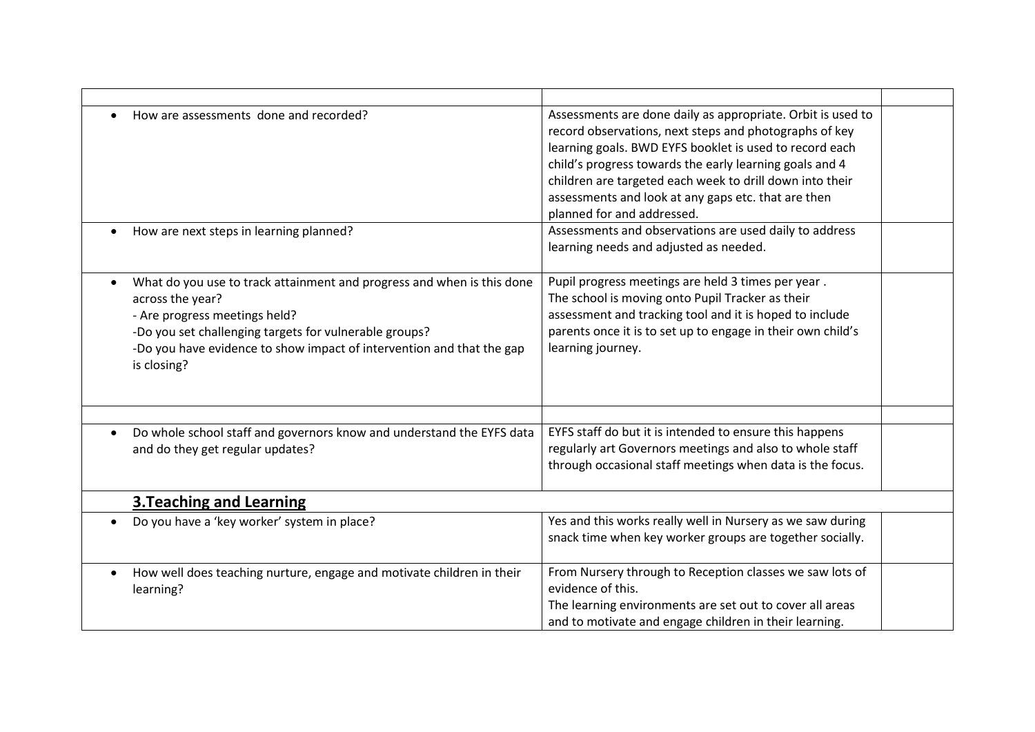| | | |
|---|---|---|
| • How are assessments done and recorded? | Assessments are done daily as appropriate. Orbit is used to record observations, next steps and photographs of key learning goals. BWD EYFS booklet is used to record each child's progress towards the early learning goals and 4 children are targeted each week to drill down into their assessments and look at any gaps etc. that are then planned for and addressed. | |
| • How are next steps in learning planned? | Assessments and observations are used daily to address learning needs and adjusted as needed. | |
| • What do you use to track attainment and progress and when is this done across the year?<br>- Are progress meetings held?<br>-Do you set challenging targets for vulnerable groups?<br>-Do you have evidence to show impact of intervention and that the gap is closing? | Pupil progress meetings are held 3 times per year .<br>The school is moving onto Pupil Tracker as their assessment and tracking tool and it is hoped to include parents once it is to set up to engage in their own child's learning journey. | |
| | | |
| • Do whole school staff and governors know and understand the EYFS data and do they get regular updates? | EYFS staff do but it is intended to ensure this happens regularly art Governors meetings and also to whole staff through occasional staff meetings when data is the focus. | |
| **3.Teaching and Learning** | | |
| • Do you have a 'key worker' system in place? | Yes and this works really well in Nursery as we saw during snack time when key worker groups are together socially. | |
| • How well does teaching nurture, engage and motivate children in their learning? | From Nursery through to Reception classes we saw lots of evidence of this.<br>The learning environments are set out to cover all areas and to motivate and engage children in their learning. | |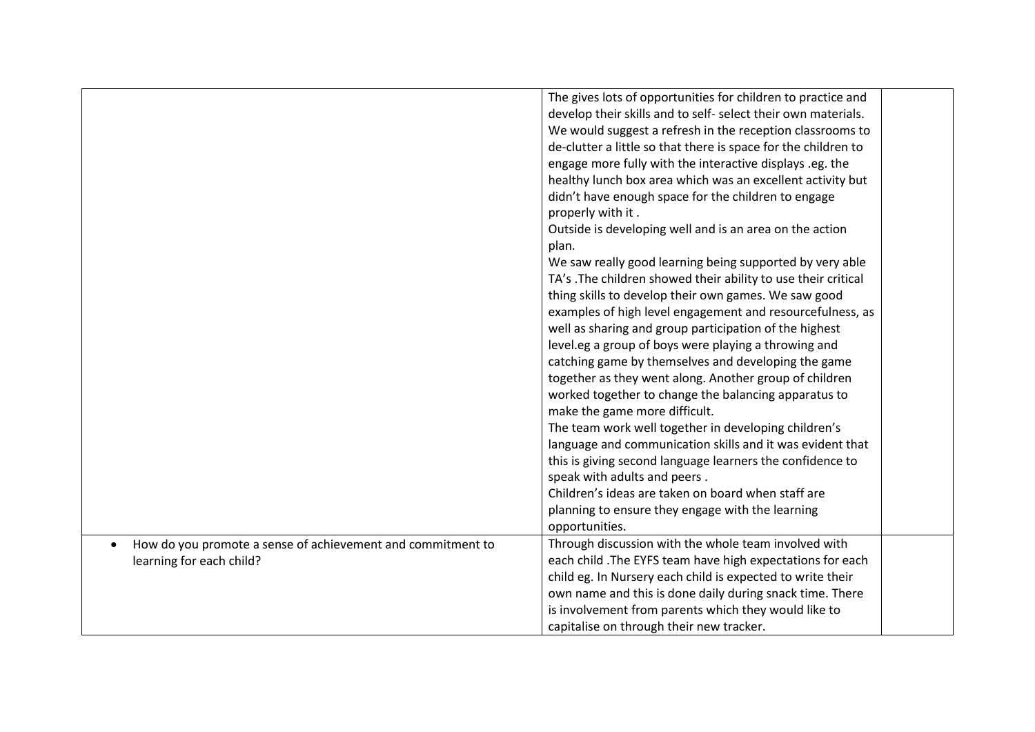| | | |
|---|---|---|
| | The gives lots of opportunities for children to practice and develop their skills and to self- select their own materials. We would suggest a refresh in the reception classrooms to de-clutter a little so that there is space for the children to engage more fully with the interactive displays .eg. the healthy lunch box area which was an excellent activity but didn't have enough space for the children to engage properly with it .<br>Outside is developing well and is an area on the action plan.<br>We saw really good learning being supported by very able TA's .The children showed their ability to use their critical thing skills to develop their own games. We saw good examples of high level engagement and resourcefulness, as well as sharing and group participation of the highest level.eg a group of boys were playing a throwing and catching game by themselves and developing the game together as they went along. Another group of children worked together to change the balancing apparatus to make the game more difficult.<br>The team work well together in developing children's language and communication skills and it was evident that this is giving second language learners the confidence to speak with adults and peers .<br>Children's ideas are taken on board when staff are planning to ensure they engage with the learning opportunities. | |
| • How do you promote a sense of achievement and commitment to learning for each child? | Through discussion with the whole team involved with each child .The EYFS team have high expectations for each child eg. In Nursery each child is expected to write their own name and this is done daily during snack time. There is involvement from parents which they would like to capitalise on through their new tracker. | |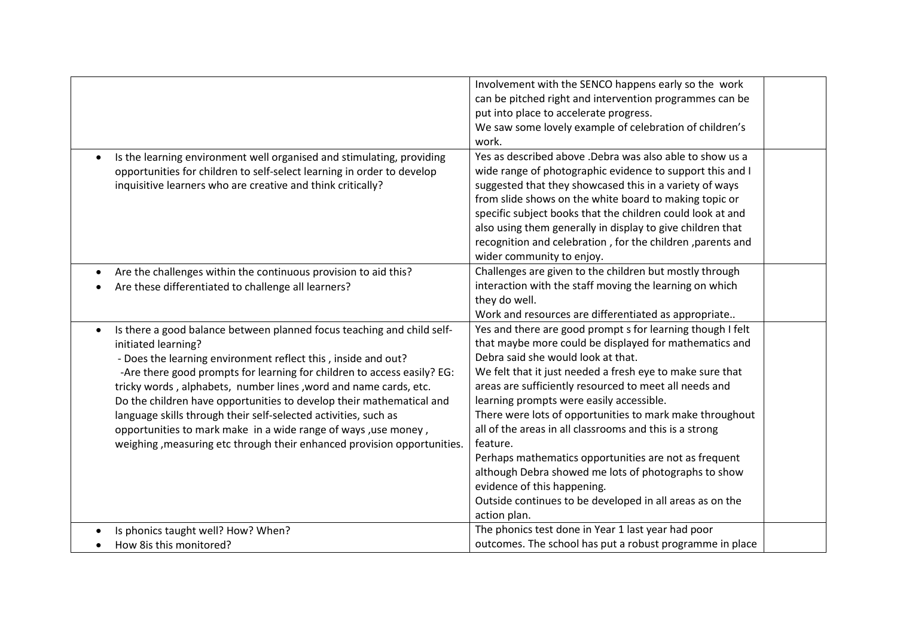| | | |
|---|---|---|
| | Involvement with the SENCO happens early so the work can be pitched right and intervention programmes can be put into place to accelerate progress.<br>We saw some lovely example of celebration of children's work. | |
| • Is the learning environment well organised and stimulating, providing opportunities for children to self-select learning in order to develop inquisitive learners who are creative and think critically? | Yes as described above .Debra was also able to show us a wide range of photographic evidence to support this and I suggested that they showcased this in a variety of ways from slide shows on the white board to making topic or specific subject books that the children could look at and also using them generally in display to give children that recognition and celebration , for the children ,parents and wider community to enjoy. | |
| • Are the challenges within the continuous provision to aid this?<br>• Are these differentiated to challenge all learners? | Challenges are given to the children but mostly through interaction with the staff moving the learning on which they do well.<br>Work and resources are differentiated as appropriate.. | |
| • Is there a good balance between planned focus teaching and child self-initiated learning?<br>- Does the learning environment reflect this , inside and out?<br>-Are there good prompts for learning for children to access easily? EG: tricky words , alphabets, number lines ,word and name cards, etc.<br>Do the children have opportunities to develop their mathematical and language skills through their self-selected activities, such as opportunities to mark make in a wide range of ways ,use money , weighing ,measuring etc through their enhanced provision opportunities. | Yes and there are good prompt s for learning though I felt that maybe more could be displayed for mathematics and Debra said she would look at that.<br>We felt that it just needed a fresh eye to make sure that areas are sufficiently resourced to meet all needs and learning prompts were easily accessible.<br>There were lots of opportunities to mark make throughout all of the areas in all classrooms and this is a strong feature.<br>Perhaps mathematics opportunities are not as frequent although Debra showed me lots of photographs to show evidence of this happening.<br>Outside continues to be developed in all areas as on the action plan. | |
| • Is phonics taught well? How? When?<br>• How 8is this monitored? | The phonics test done in Year 1 last year had poor outcomes. The school has put a robust programme in place | |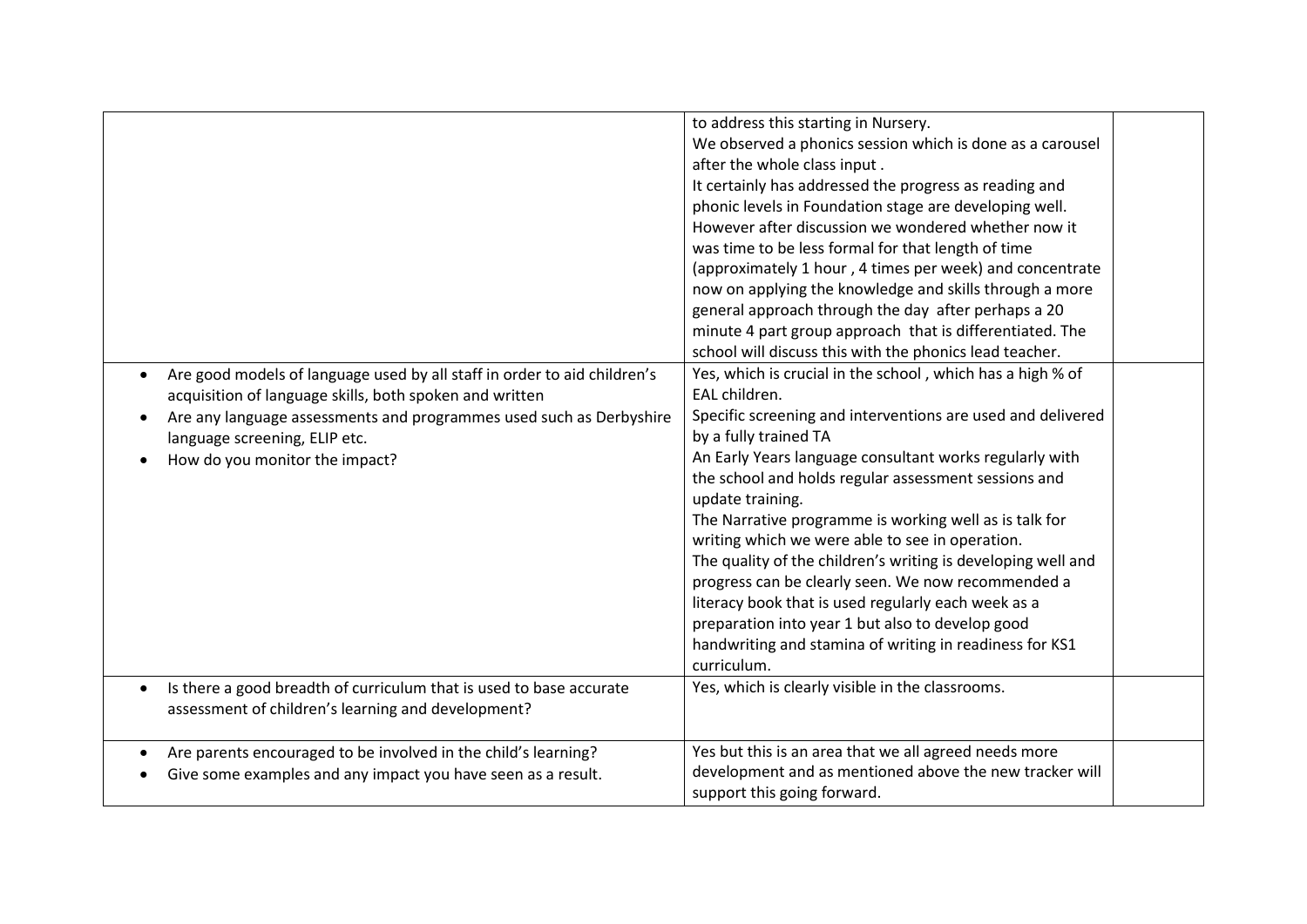| | | |
|---|---|---|
| | to address this starting in Nursery.<br>We observed a phonics session which is done as a carousel after the whole class input .<br>It certainly has addressed the progress as reading and phonic levels in Foundation stage are developing well. However after discussion we wondered whether now it was time to be less formal for that length of time (approximately 1 hour , 4 times per week) and concentrate now on applying the knowledge and skills through a more general approach through the day after perhaps a 20 minute 4 part group approach that is differentiated. The school will discuss this with the phonics lead teacher. | |
| • Are good models of language used by all staff in order to aid children's acquisition of language skills, both spoken and written<br>• Are any language assessments and programmes used such as Derbyshire language screening, ELIP etc.<br>• How do you monitor the impact? | Yes, which is crucial in the school , which has a high % of EAL children.<br>Specific screening and interventions are used and delivered by a fully trained TA<br>An Early Years language consultant works regularly with the school and holds regular assessment sessions and update training.<br>The Narrative programme is working well as is talk for writing which we were able to see in operation.<br>The quality of the children's writing is developing well and progress can be clearly seen. We now recommended a literacy book that is used regularly each week as a preparation into year 1 but also to develop good handwriting and stamina of writing in readiness for KS1 curriculum. | |
| • Is there a good breadth of curriculum that is used to base accurate assessment of children's learning and development? | Yes, which is clearly visible in the classrooms. | |
| • Are parents encouraged to be involved in the child's learning?<br>• Give some examples and any impact you have seen as a result. | Yes but this is an area that we all agreed needs more development and as mentioned above the new tracker will support this going forward. | |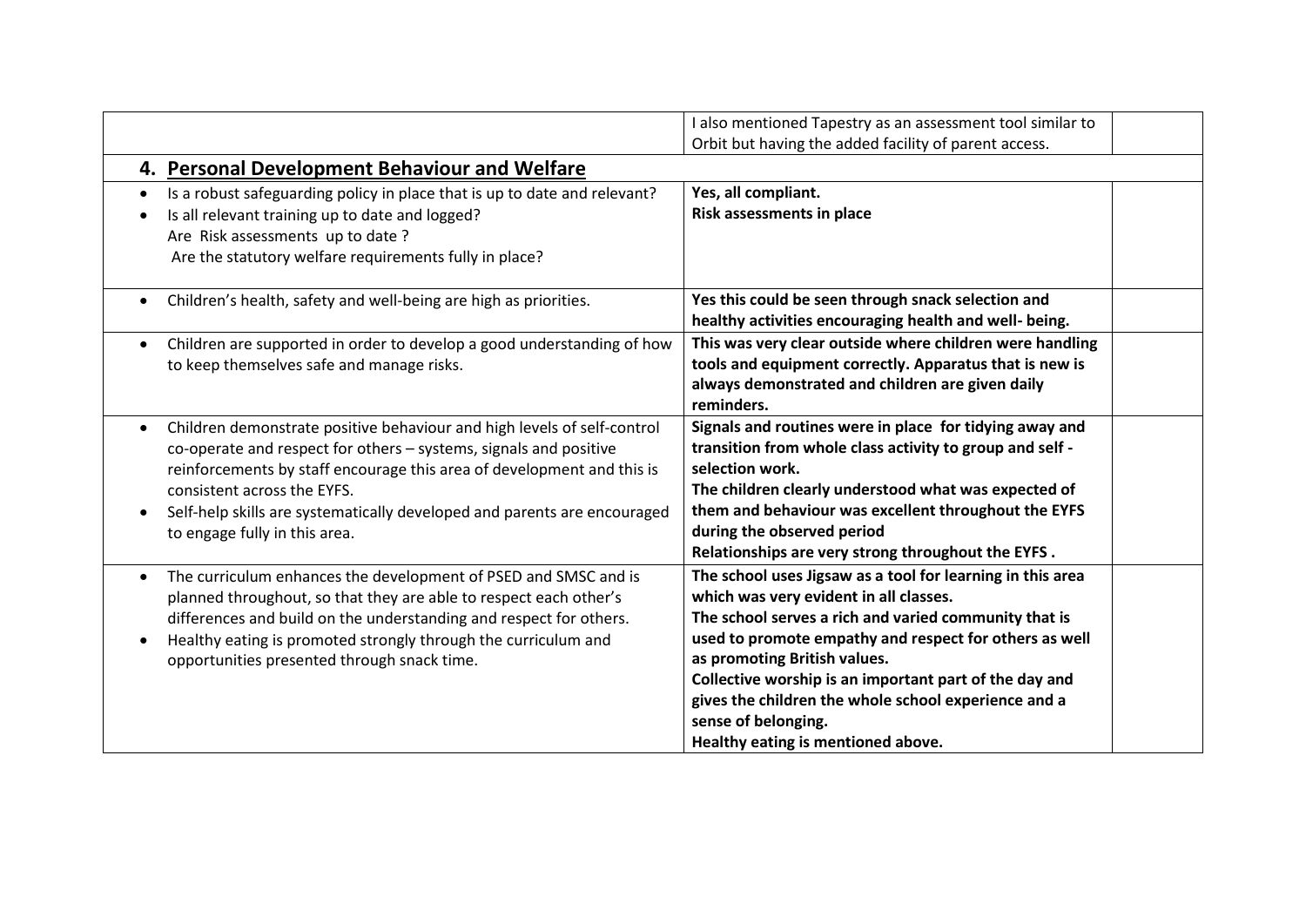| | | |
|---|---|---|
| | I also mentioned Tapestry as an assessment tool similar to Orbit but having the added facility of parent access. | |
| **4. Personal Development Behaviour and Welfare** | | |
| • Is a robust safeguarding policy in place that is up to date and relevant?<br>• Is all relevant training up to date and logged?<br>Are Risk assessments up to date ?<br>Are the statutory welfare requirements fully in place? | **Yes, all compliant.**<br>**Risk assessments in place** | |
| • Children's health, safety and well-being are high as priorities. | **Yes this could be seen through snack selection and healthy activities encouraging health and well- being.** | |
| • Children are supported in order to develop a good understanding of how to keep themselves safe and manage risks. | **This was very clear outside where children were handling tools and equipment correctly. Apparatus that is new is always demonstrated and children are given daily reminders.** | |
| • Children demonstrate positive behaviour and high levels of self-control co-operate and respect for others – systems, signals and positive reinforcements by staff encourage this area of development and this is consistent across the EYFS.<br>• Self-help skills are systematically developed and parents are encouraged to engage fully in this area. | **Signals and routines were in place for tidying away and transition from whole class activity to group and self - selection work.**<br>**The children clearly understood what was expected of them and behaviour was excellent throughout the EYFS during the observed period**<br>**Relationships are very strong throughout the EYFS .** | |
| • The curriculum enhances the development of PSED and SMSC and is planned throughout, so that they are able to respect each other's differences and build on the understanding and respect for others.<br>• Healthy eating is promoted strongly through the curriculum and opportunities presented through snack time. | **The school uses Jigsaw as a tool for learning in this area which was very evident in all classes.**<br>**The school serves a rich and varied community that is used to promote empathy and respect for others as well as promoting British values.**<br>**Collective worship is an important part of the day and gives the children the whole school experience and a sense of belonging.**<br>**Healthy eating is mentioned above.** | |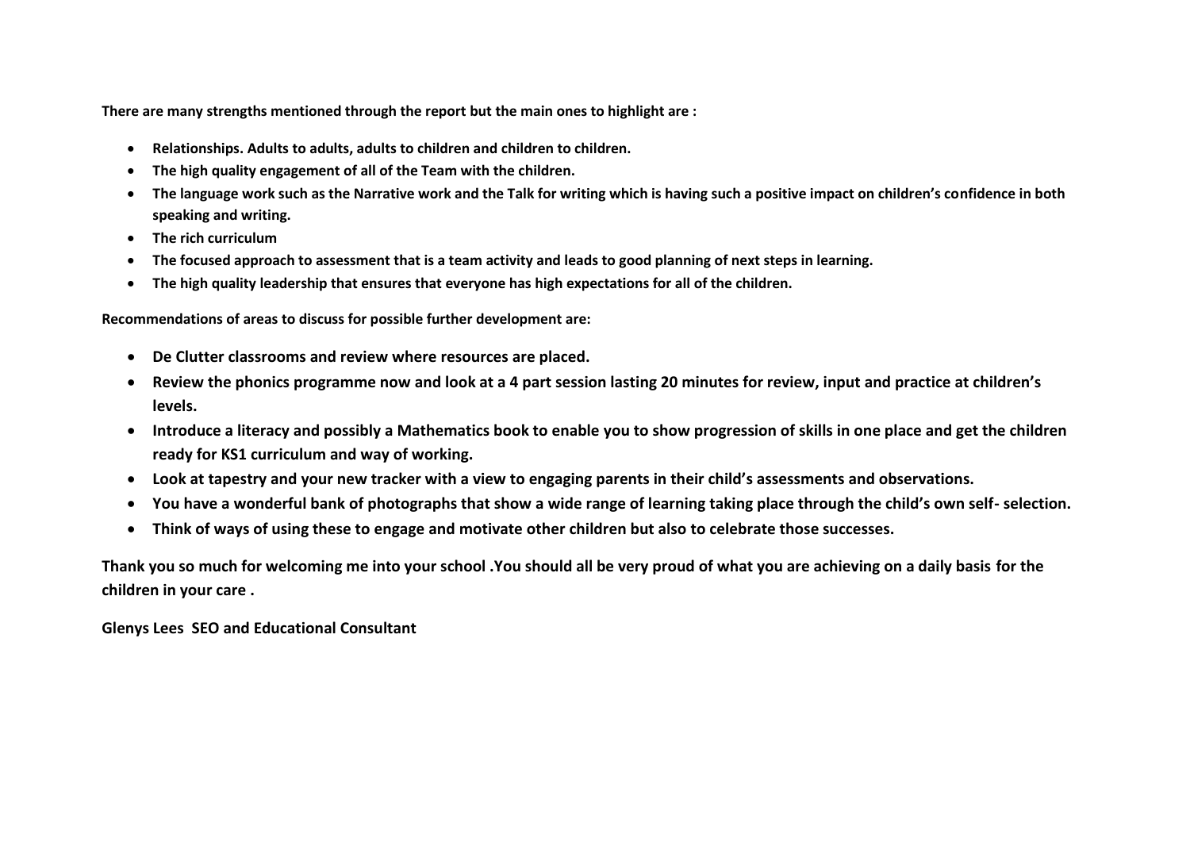**There are many strengths mentioned through the report but the main ones to highlight are :**

- **Relationships. Adults to adults, adults to children and children to children.**
- **The high quality engagement of all of the Team with the children.**
- **The language work such as the Narrative work and the Talk for writing which is having such a positive impact on children's confidence in both speaking and writing.**
- **The rich curriculum**
- **The focused approach to assessment that is a team activity and leads to good planning of next steps in learning.**
- **The high quality leadership that ensures that everyone has high expectations for all of the children.**

**Recommendations of areas to discuss for possible further development are:**

- **De Clutter classrooms and review where resources are placed.**
- **Review the phonics programme now and look at a 4 part session lasting 20 minutes for review, input and practice at children's levels.**
- **Introduce a literacy and possibly a Mathematics book to enable you to show progression of skills in one place and get the children ready for KS1 curriculum and way of working.**
- **Look at tapestry and your new tracker with a view to engaging parents in their child's assessments and observations.**
- **You have a wonderful bank of photographs that show a wide range of learning taking place through the child's own self- selection.**
- **Think of ways of using these to engage and motivate other children but also to celebrate those successes.**

**Thank you so much for welcoming me into your school .You should all be very proud of what you are achieving on a daily basis for the children in your care .**

**Glenys Lees SEO and Educational Consultant**